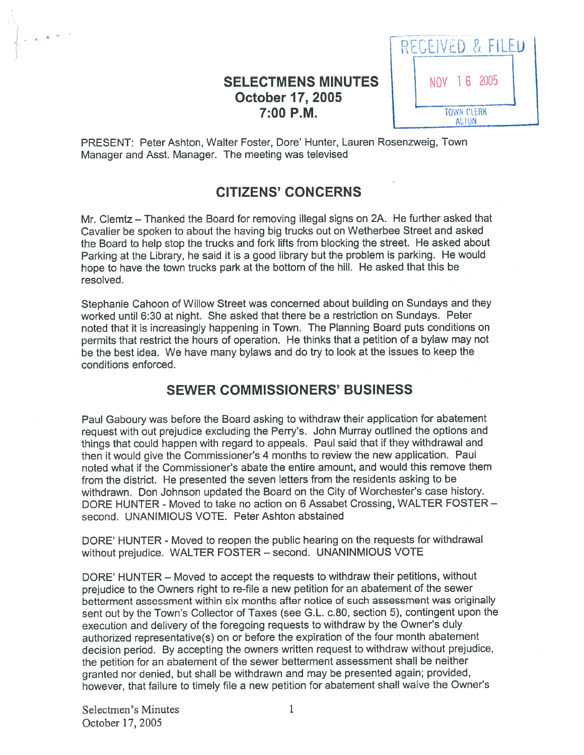RECEIVED & FILED
NOV 16 2005
TOWN CLERK
ACTON

# SELECTMENS MINUTES
## October 17, 2005
## 7:00 P.M.

PRESENT: Peter Ashton, Walter Foster, Dore' Hunter, Lauren Rosenzweig, Town Manager and Asst. Manager. The meeting was televised

## CITIZENS' CONCERNS

Mr. Clemtz – Thanked the Board for removing illegal signs on 2A. He further asked that Cavalier be spoken to about the having big trucks out on Wetherbee Street and asked the Board to help stop the trucks and fork lifts from blocking the street. He asked about Parking at the Library, he said it is a good library but the problem is parking. He would hope to have the town trucks park at the bottom of the hill. He asked that this be resolved.

Stephanie Cahoon of Willow Street was concerned about building on Sundays and they worked until 6:30 at night. She asked that there be a restriction on Sundays. Peter noted that it is increasingly happening in Town. The Planning Board puts conditions on permits that restrict the hours of operation. He thinks that a petition of a bylaw may not be the best idea. We have many bylaws and do try to look at the issues to keep the conditions enforced.

## SEWER COMMISSIONERS' BUSINESS

Paul Gaboury was before the Board asking to withdraw their application for abatement request with out prejudice excluding the Perry's. John Murray outlined the options and things that could happen with regard to appeals. Paul said that if they withdrawal and then it would give the Commissioner's 4 months to review the new application. Paul noted what if the Commissioner's abate the entire amount, and would this remove them from the district. He presented the seven letters from the residents asking to be withdrawn. Don Johnson updated the Board on the City of Worchester's case history. DORE HUNTER - Moved to take no action on 6 Assabet Crossing, WALTER FOSTER – second. UNANIMIOUS VOTE. Peter Ashton abstained

DORE' HUNTER - Moved to reopen the public hearing on the requests for withdrawal without prejudice. WALTER FOSTER – second. UNANINMIOUS VOTE

DORE' HUNTER – Moved to accept the requests to withdraw their petitions, without prejudice to the Owners right to re-file a new petition for an abatement of the sewer betterment assessment within six months after notice of such assessment was originally sent out by the Town's Collector of Taxes (see G.L. c.80, section 5), contingent upon the execution and delivery of the foregoing requests to withdraw by the Owner's duly authorized representative(s) on or before the expiration of the four month abatement decision period. By accepting the owners written request to withdraw without prejudice, the petition for an abatement of the sewer betterment assessment shall be neither granted nor denied, but shall be withdrawn and may be presented again; provided, however, that failure to timely file a new petition for abatement shall waive the Owner's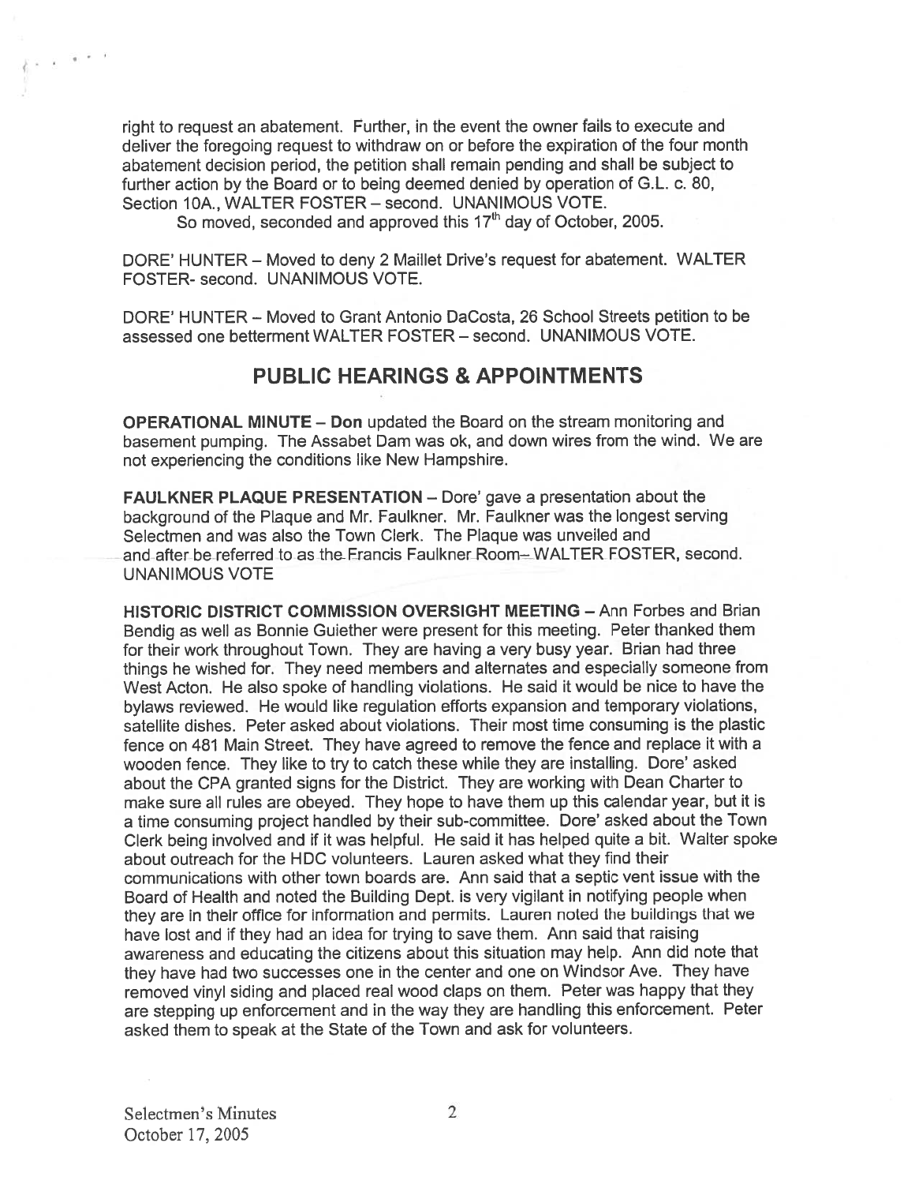right to request an abatement. Further, in the event the owner fails to execute and deliver the foregoing request to withdraw on or before the expiration of the four month abatement decision period, the petition shall remain pending and shall be subject to further action by the Board or to being deemed denied by operation of G.L. c. 80, Section 10A., WALTER FOSTER – second. UNANIMOUS VOTE.

So moved, seconded and approved this 17th day of October, 2005.

DORE' HUNTER – Moved to deny 2 Maillet Drive's request for abatement. WALTER FOSTER- second. UNANIMOUS VOTE.

DORE' HUNTER – Moved to Grant Antonio DaCosta, 26 School Streets petition to be assessed one betterment WALTER FOSTER – second. UNANIMOUS VOTE.

## PUBLIC HEARINGS & APPOINTMENTS

**OPERATIONAL MINUTE – Don** updated the Board on the stream monitoring and basement pumping. The Assabet Dam was ok, and down wires from the wind. We are not experiencing the conditions like New Hampshire.

**FAULKNER PLAQUE PRESENTATION** – Dore' gave a presentation about the background of the Plaque and Mr. Faulkner. Mr. Faulkner was the longest serving Selectmen and was also the Town Clerk. The Plaque was unveiled and and after be referred to as the Francis Faulkner Room– WALTER FOSTER, second. UNANIMOUS VOTE

**HISTORIC DISTRICT COMMISSION OVERSIGHT MEETING** – Ann Forbes and Brian Bendig as well as Bonnie Guiether were present for this meeting. Peter thanked them for their work throughout Town. They are having a very busy year. Brian had three things he wished for. They need members and alternates and especially someone from West Acton. He also spoke of handling violations. He said it would be nice to have the bylaws reviewed. He would like regulation efforts expansion and temporary violations, satellite dishes. Peter asked about violations. Their most time consuming is the plastic fence on 481 Main Street. They have agreed to remove the fence and replace it with a wooden fence. They like to try to catch these while they are installing. Dore' asked about the CPA granted signs for the District. They are working with Dean Charter to make sure all rules are obeyed. They hope to have them up this calendar year, but it is a time consuming project handled by their sub-committee. Dore' asked about the Town Clerk being involved and if it was helpful. He said it has helped quite a bit. Walter spoke about outreach for the HDC volunteers. Lauren asked what they find their communications with other town boards are. Ann said that a septic vent issue with the Board of Health and noted the Building Dept. is very vigilant in notifying people when they are in their office for information and permits. Lauren noted the buildings that we have lost and if they had an idea for trying to save them. Ann said that raising awareness and educating the citizens about this situation may help. Ann did note that they have had two successes one in the center and one on Windsor Ave. They have removed vinyl siding and placed real wood claps on them. Peter was happy that they are stepping up enforcement and in the way they are handling this enforcement. Peter asked them to speak at the State of the Town and ask for volunteers.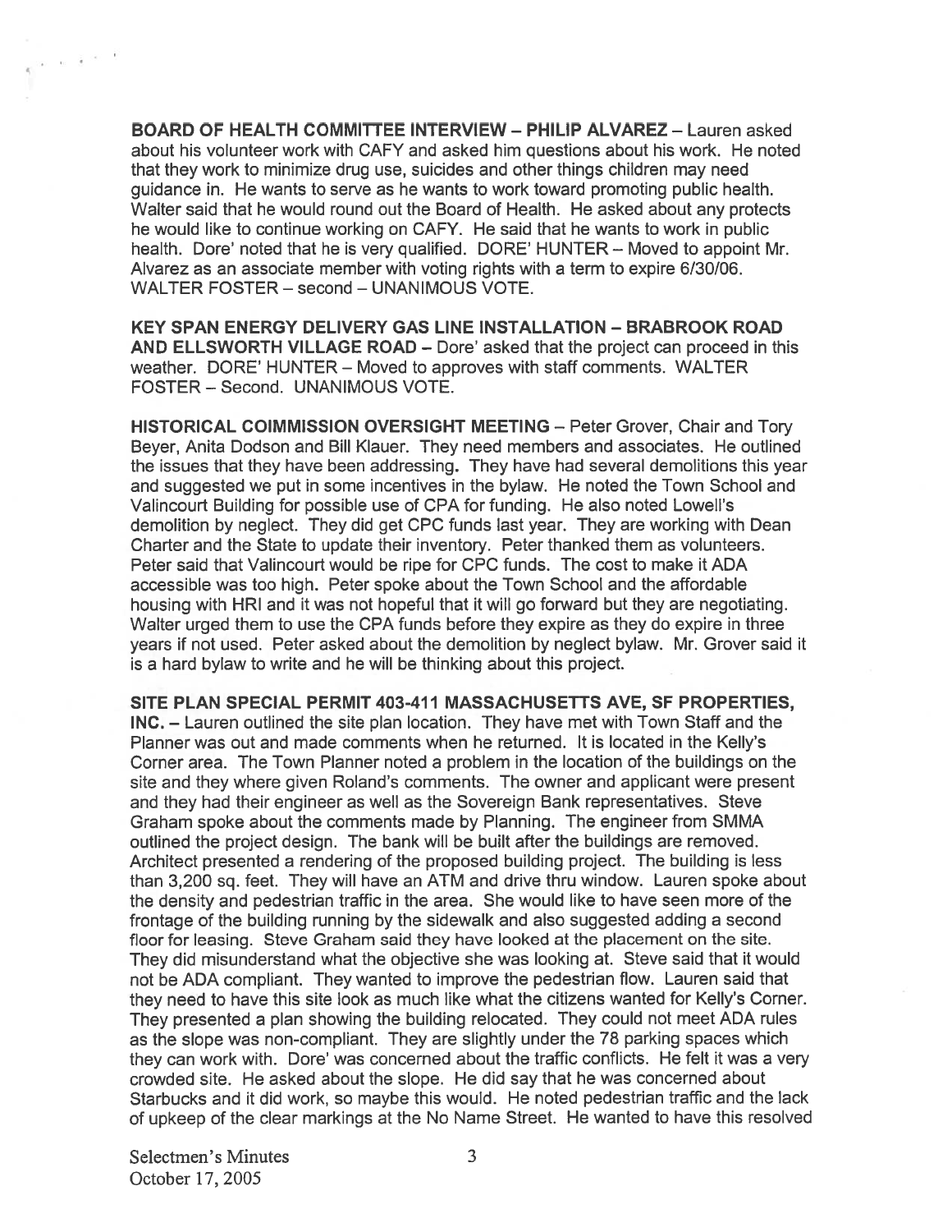**BOARD OF HEALTH COMMITTEE INTERVIEW – PHILIP ALVAREZ** – Lauren asked about his volunteer work with CAFY and asked him questions about his work. He noted that they work to minimize drug use, suicides and other things children may need guidance in. He wants to serve as he wants to work toward promoting public health. Walter said that he would round out the Board of Health. He asked about any protects he would like to continue working on CAFY. He said that he wants to work in public health. Dore' noted that he is very qualified. DORE' HUNTER – Moved to appoint Mr. Alvarez as an associate member with voting rights with a term to expire 6/30/06. WALTER FOSTER – second – UNANIMOUS VOTE.

**KEY SPAN ENERGY DELIVERY GAS LINE INSTALLATION – BRABROOK ROAD AND ELLSWORTH VILLAGE ROAD** – Dore' asked that the project can proceed in this weather. DORE' HUNTER – Moved to approves with staff comments. WALTER FOSTER – Second. UNANIMOUS VOTE.

**HISTORICAL COIMMISSION OVERSIGHT MEETING** – Peter Grover, Chair and Tory Beyer, Anita Dodson and Bill Klauer. They need members and associates. He outlined the issues that they have been addressing. They have had several demolitions this year and suggested we put in some incentives in the bylaw. He noted the Town School and Valincourt Building for possible use of CPA for funding. He also noted Lowell's demolition by neglect. They did get CPC funds last year. They are working with Dean Charter and the State to update their inventory. Peter thanked them as volunteers. Peter said that Valincourt would be ripe for CPC funds. The cost to make it ADA accessible was too high. Peter spoke about the Town School and the affordable housing with HRI and it was not hopeful that it will go forward but they are negotiating. Walter urged them to use the CPA funds before they expire as they do expire in three years if not used. Peter asked about the demolition by neglect bylaw. Mr. Grover said it is a hard bylaw to write and he will be thinking about this project.

**SITE PLAN SPECIAL PERMIT 403-411 MASSACHUSETTS AVE, SF PROPERTIES, INC.** – Lauren outlined the site plan location. They have met with Town Staff and the Planner was out and made comments when he returned. It is located in the Kelly's Corner area. The Town Planner noted a problem in the location of the buildings on the site and they where given Roland's comments. The owner and applicant were present and they had their engineer as well as the Sovereign Bank representatives. Steve Graham spoke about the comments made by Planning. The engineer from SMMA outlined the project design. The bank will be built after the buildings are removed. Architect presented a rendering of the proposed building project. The building is less than 3,200 sq. feet. They will have an ATM and drive thru window. Lauren spoke about the density and pedestrian traffic in the area. She would like to have seen more of the frontage of the building running by the sidewalk and also suggested adding a second floor for leasing. Steve Graham said they have looked at the placement on the site. They did misunderstand what the objective she was looking at. Steve said that it would not be ADA compliant. They wanted to improve the pedestrian flow. Lauren said that they need to have this site look as much like what the citizens wanted for Kelly's Corner. They presented a plan showing the building relocated. They could not meet ADA rules as the slope was non-compliant. They are slightly under the 78 parking spaces which they can work with. Dore' was concerned about the traffic conflicts. He felt it was a very crowded site. He asked about the slope. He did say that he was concerned about Starbucks and it did work, so maybe this would. He noted pedestrian traffic and the lack of upkeep of the clear markings at the No Name Street. He wanted to have this resolved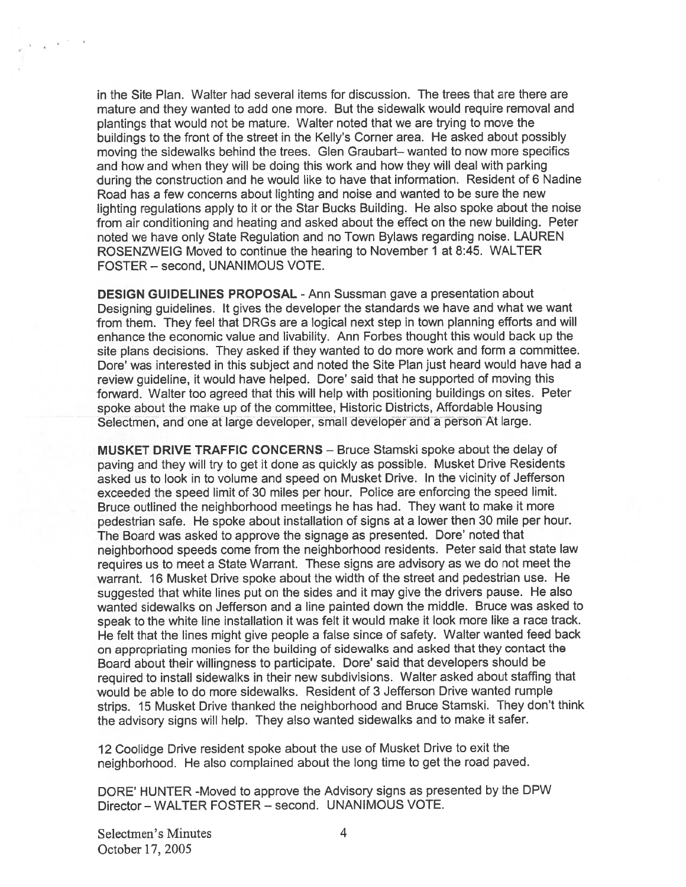in the Site Plan. Walter had several items for discussion. The trees that are there are mature and they wanted to add one more. But the sidewalk would require removal and plantings that would not be mature. Walter noted that we are trying to move the buildings to the front of the street in the Kelly's Corner area. He asked about possibly moving the sidewalks behind the trees. Glen Graubart– wanted to now more specifics and how and when they will be doing this work and how they will deal with parking during the construction and he would like to have that information. Resident of 6 Nadine Road has a few concerns about lighting and noise and wanted to be sure the new lighting regulations apply to it or the Star Bucks Building. He also spoke about the noise from air conditioning and heating and asked about the effect on the new building. Peter noted we have only State Regulation and no Town Bylaws regarding noise. LAUREN ROSENZWEIG Moved to continue the hearing to November 1 at 8:45. WALTER FOSTER – second, UNANIMOUS VOTE.

**DESIGN GUIDELINES PROPOSAL** - Ann Sussman gave a presentation about Designing guidelines. It gives the developer the standards we have and what we want from them. They feel that DRGs are a logical next step in town planning efforts and will enhance the economic value and livability. Ann Forbes thought this would back up the site plans decisions. They asked if they wanted to do more work and form a committee. Dore' was interested in this subject and noted the Site Plan just heard would have had a review guideline, it would have helped. Dore' said that he supported of moving this forward. Walter too agreed that this will help with positioning buildings on sites. Peter spoke about the make up of the committee, Historic Districts, Affordable Housing Selectmen, and one at large developer, small developer and a person At large.

**MUSKET DRIVE TRAFFIC CONCERNS** – Bruce Stamski spoke about the delay of paving and they will try to get it done as quickly as possible. Musket Drive Residents asked us to look in to volume and speed on Musket Drive. In the vicinity of Jefferson exceeded the speed limit of 30 miles per hour. Police are enforcing the speed limit. Bruce outlined the neighborhood meetings he has had. They want to make it more pedestrian safe. He spoke about installation of signs at a lower then 30 mile per hour. The Board was asked to approve the signage as presented. Dore' noted that neighborhood speeds come from the neighborhood residents. Peter said that state law requires us to meet a State Warrant. These signs are advisory as we do not meet the warrant. 16 Musket Drive spoke about the width of the street and pedestrian use. He suggested that white lines put on the sides and it may give the drivers pause. He also wanted sidewalks on Jefferson and a line painted down the middle. Bruce was asked to speak to the white line installation it was felt it would make it look more like a race track. He felt that the lines might give people a false since of safety. Walter wanted feed back on appropriating monies for the building of sidewalks and asked that they contact the Board about their willingness to participate. Dore' said that developers should be required to install sidewalks in their new subdivisions. Walter asked about staffing that would be able to do more sidewalks. Resident of 3 Jefferson Drive wanted rumple strips. 15 Musket Drive thanked the neighborhood and Bruce Stamski. They don't think the advisory signs will help. They also wanted sidewalks and to make it safer.

12 Coolidge Drive resident spoke about the use of Musket Drive to exit the neighborhood. He also complained about the long time to get the road paved.

DORE' HUNTER -Moved to approve the Advisory signs as presented by the DPW Director – WALTER FOSTER – second. UNANIMOUS VOTE.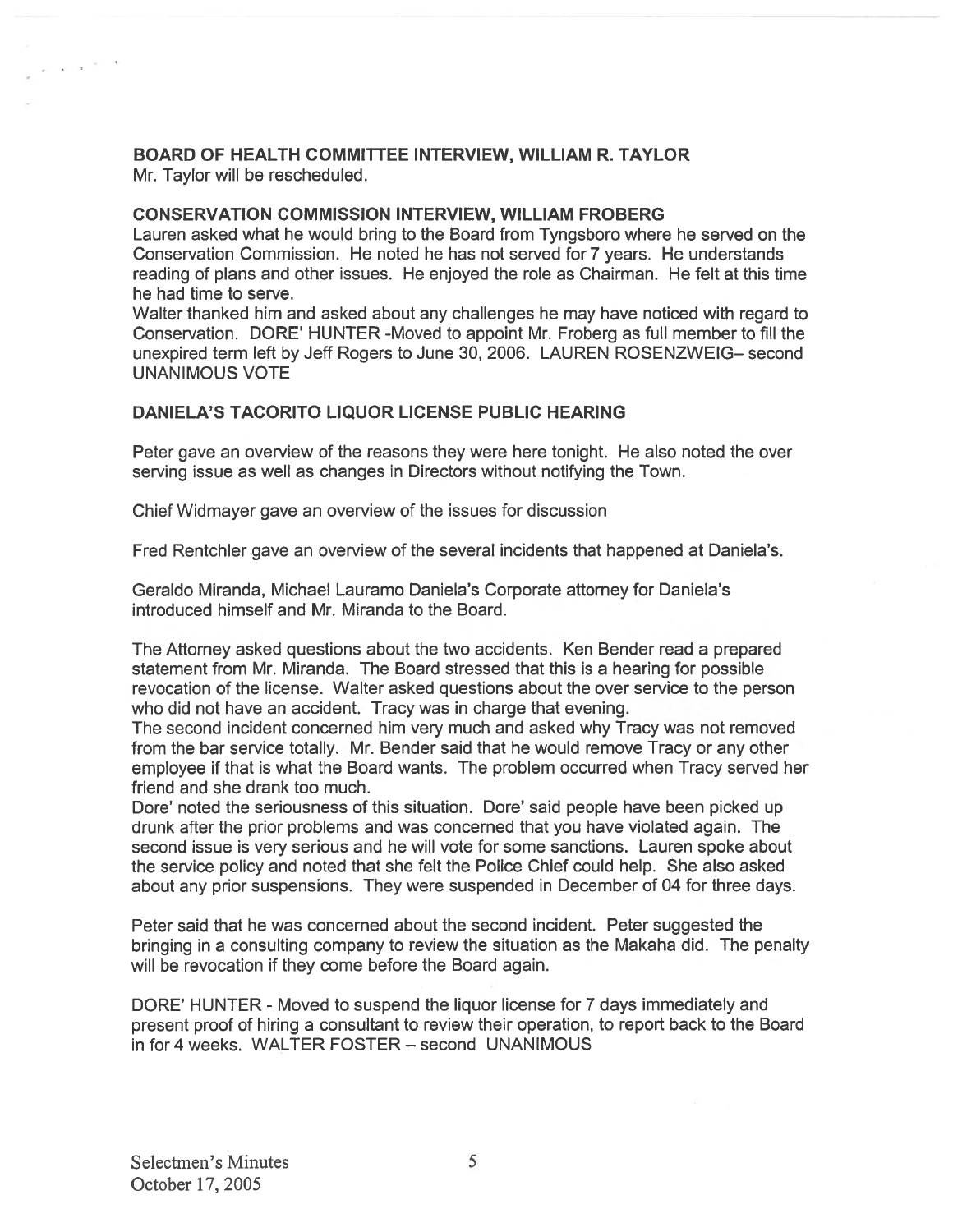### BOARD OF HEALTH COMMITTEE INTERVIEW, WILLIAM R. TAYLOR

Mr. Taylor will be rescheduled.

### CONSERVATION COMMISSION INTERVIEW, WILLIAM FROBERG

Lauren asked what he would bring to the Board from Tyngsboro where he served on the Conservation Commission. He noted he has not served for 7 years. He understands reading of plans and other issues. He enjoyed the role as Chairman. He felt at this time he had time to serve.

Walter thanked him and asked about any challenges he may have noticed with regard to Conservation. DORE' HUNTER -Moved to appoint Mr. Froberg as full member to fill the unexpired term left by Jeff Rogers to June 30, 2006. LAUREN ROSENZWEIG– second UNANIMOUS VOTE

### DANIELA'S TACORITO LIQUOR LICENSE PUBLIC HEARING

Peter gave an overview of the reasons they were here tonight. He also noted the over serving issue as well as changes in Directors without notifying the Town.

Chief Widmayer gave an overview of the issues for discussion

Fred Rentchler gave an overview of the several incidents that happened at Daniela's.

Geraldo Miranda, Michael Lauramo Daniela's Corporate attorney for Daniela's introduced himself and Mr. Miranda to the Board.

The Attorney asked questions about the two accidents. Ken Bender read a prepared statement from Mr. Miranda. The Board stressed that this is a hearing for possible revocation of the license. Walter asked questions about the over service to the person who did not have an accident. Tracy was in charge that evening.

The second incident concerned him very much and asked why Tracy was not removed from the bar service totally. Mr. Bender said that he would remove Tracy or any other employee if that is what the Board wants. The problem occurred when Tracy served her friend and she drank too much.

Dore' noted the seriousness of this situation. Dore' said people have been picked up drunk after the prior problems and was concerned that you have violated again. The second issue is very serious and he will vote for some sanctions. Lauren spoke about the service policy and noted that she felt the Police Chief could help. She also asked about any prior suspensions. They were suspended in December of 04 for three days.

Peter said that he was concerned about the second incident. Peter suggested the bringing in a consulting company to review the situation as the Makaha did. The penalty will be revocation if they come before the Board again.

DORE' HUNTER - Moved to suspend the liquor license for 7 days immediately and present proof of hiring a consultant to review their operation, to report back to the Board in for 4 weeks. WALTER FOSTER – second UNANIMOUS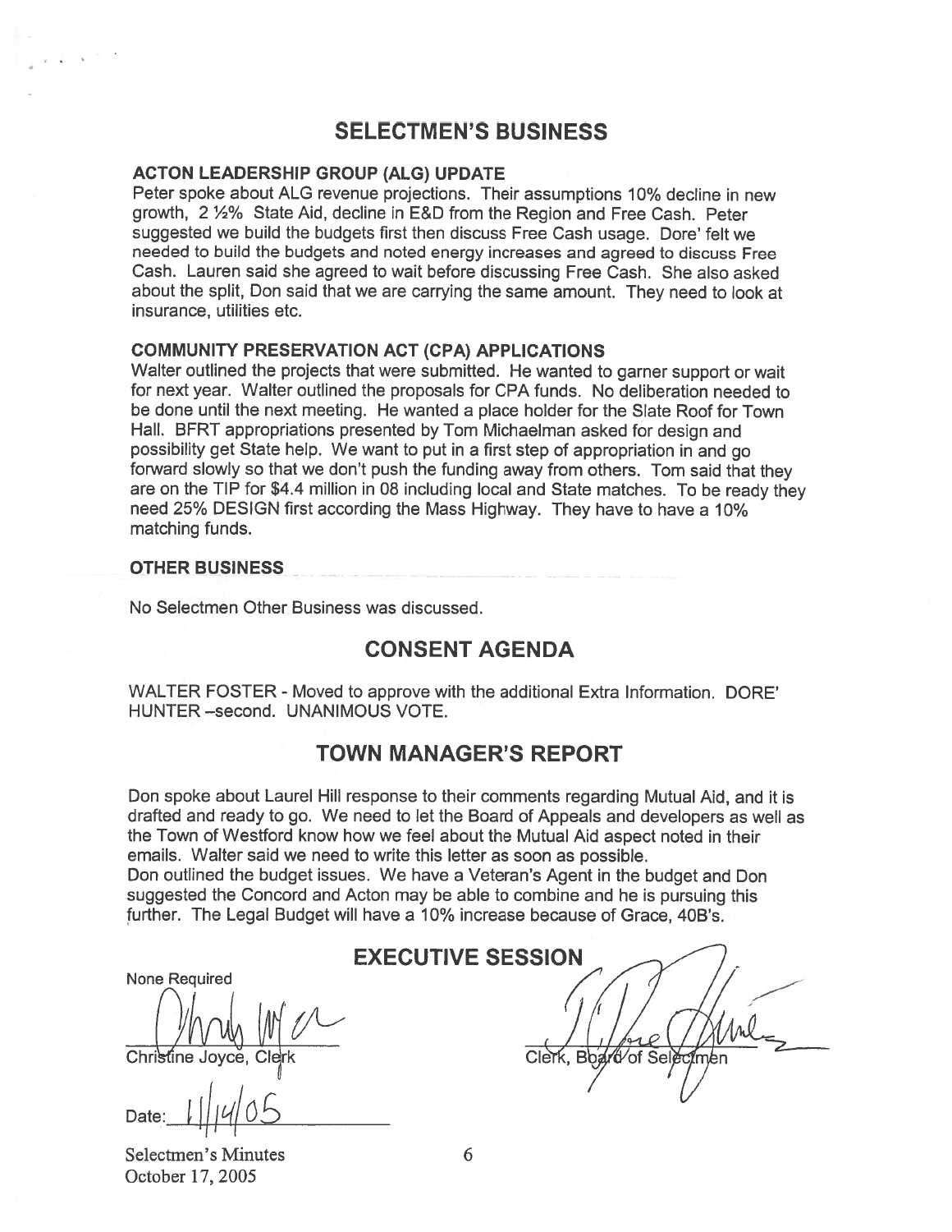# SELECTMEN'S BUSINESS

### ACTON LEADERSHIP GROUP (ALG) UPDATE

Peter spoke about ALG revenue projections. Their assumptions 10% decline in new growth, 2 ½% State Aid, decline in E&D from the Region and Free Cash. Peter suggested we build the budgets first then discuss Free Cash usage. Dore' felt we needed to build the budgets and noted energy increases and agreed to discuss Free Cash. Lauren said she agreed to wait before discussing Free Cash. She also asked about the split, Don said that we are carrying the same amount. They need to look at insurance, utilities etc.

### COMMUNITY PRESERVATION ACT (CPA) APPLICATIONS

Walter outlined the projects that were submitted. He wanted to garner support or wait for next year. Walter outlined the proposals for CPA funds. No deliberation needed to be done until the next meeting. He wanted a place holder for the Slate Roof for Town Hall. BFRT appropriations presented by Tom Michaelman asked for design and possibility get State help. We want to put in a first step of appropriation in and go forward slowly so that we don't push the funding away from others. Tom said that they are on the TIP for $4.4 million in 08 including local and State matches. To be ready they need 25% DESIGN first according the Mass Highway. They have to have a 10% matching funds.

### OTHER BUSINESS

No Selectmen Other Business was discussed.

# CONSENT AGENDA

WALTER FOSTER - Moved to approve with the additional Extra Information. DORE' HUNTER –second. UNANIMOUS VOTE.

# TOWN MANAGER'S REPORT

Don spoke about Laurel Hill response to their comments regarding Mutual Aid, and it is drafted and ready to go. We need to let the Board of Appeals and developers as well as the Town of Westford know how we feel about the Mutual Aid aspect noted in their emails. Walter said we need to write this letter as soon as possible.
Don outlined the budget issues. We have a Veteran's Agent in the budget and Don suggested the Concord and Acton may be able to combine and he is pursuing this further. The Legal Budget will have a 10% increase because of Grace, 40B's.

# EXECUTIVE SESSION

None Required

Christine Joyce, Clerk

Date: 11/14/05

Clerk, Board of Selectmen

Selectmen's Minutes
October 17, 2005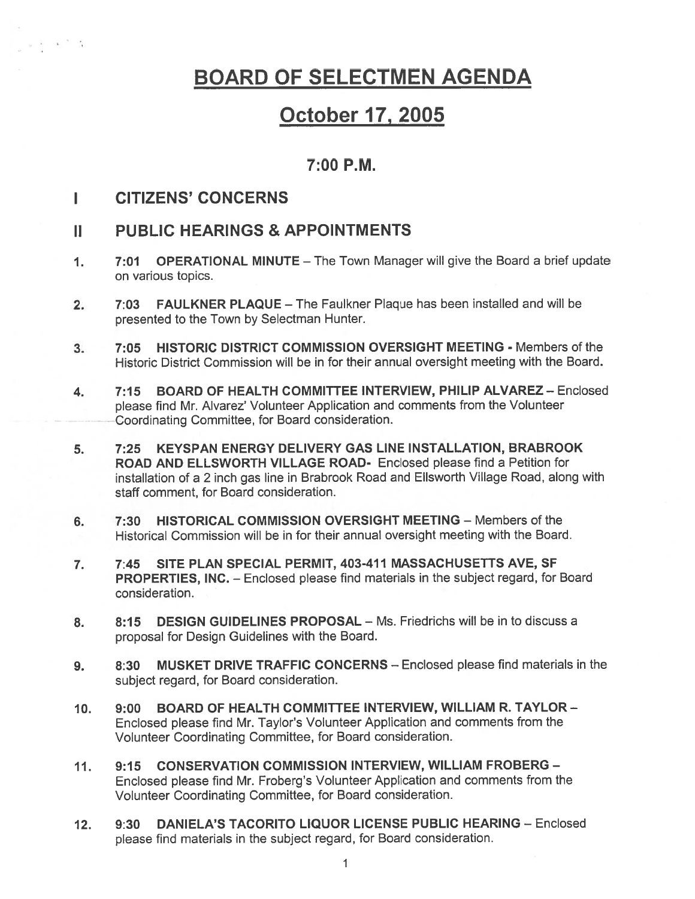# BOARD OF SELECTMEN AGENDA

# October 17, 2005

## 7:00 P.M.

## I CITIZENS' CONCERNS

## II PUBLIC HEARINGS & APPOINTMENTS

1. **7:01 OPERATIONAL MINUTE** – The Town Manager will give the Board a brief update on various topics.

2. **7:03 FAULKNER PLAQUE** – The Faulkner Plaque has been installed and will be presented to the Town by Selectman Hunter.

3. **7:05 HISTORIC DISTRICT COMMISSION OVERSIGHT MEETING** - Members of the Historic District Commission will be in for their annual oversight meeting with the Board.

4. **7:15 BOARD OF HEALTH COMMITTEE INTERVIEW, PHILIP ALVAREZ** – Enclosed please find Mr. Alvarez' Volunteer Application and comments from the Volunteer Coordinating Committee, for Board consideration.

5. **7:25 KEYSPAN ENERGY DELIVERY GAS LINE INSTALLATION, BRABROOK ROAD AND ELLSWORTH VILLAGE ROAD-** Enclosed please find a Petition for installation of a 2 inch gas line in Brabrook Road and Ellsworth Village Road, along with staff comment, for Board consideration.

6. **7:30 HISTORICAL COMMISSION OVERSIGHT MEETING** – Members of the Historical Commission will be in for their annual oversight meeting with the Board.

7. **7:45 SITE PLAN SPECIAL PERMIT, 403-411 MASSACHUSETTS AVE, SF PROPERTIES, INC.** – Enclosed please find materials in the subject regard, for Board consideration.

8. **8:15 DESIGN GUIDELINES PROPOSAL** – Ms. Friedrichs will be in to discuss a proposal for Design Guidelines with the Board.

9. **8:30 MUSKET DRIVE TRAFFIC CONCERNS** – Enclosed please find materials in the subject regard, for Board consideration.

10. **9:00 BOARD OF HEALTH COMMITTEE INTERVIEW, WILLIAM R. TAYLOR** – Enclosed please find Mr. Taylor's Volunteer Application and comments from the Volunteer Coordinating Committee, for Board consideration.

11. **9:15 CONSERVATION COMMISSION INTERVIEW, WILLIAM FROBERG** – Enclosed please find Mr. Froberg's Volunteer Application and comments from the Volunteer Coordinating Committee, for Board consideration.

12. **9:30 DANIELA'S TACORITO LIQUOR LICENSE PUBLIC HEARING** – Enclosed please find materials in the subject regard, for Board consideration.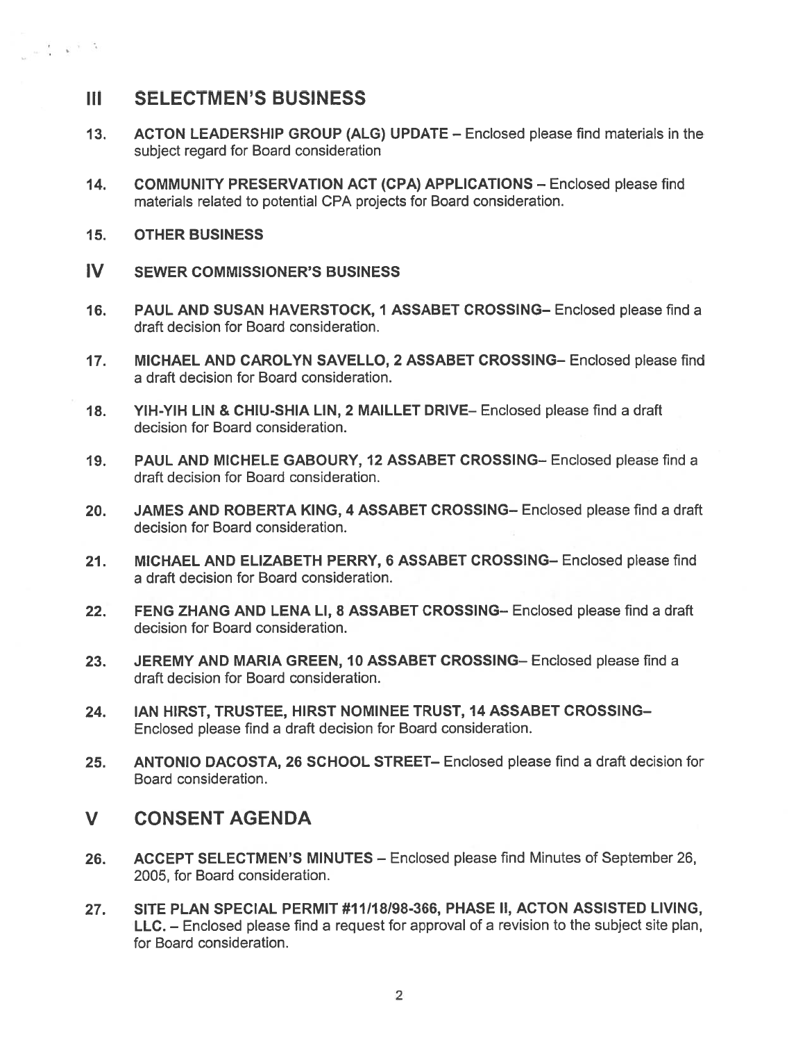## III SELECTMEN'S BUSINESS

13. **ACTON LEADERSHIP GROUP (ALG) UPDATE** – Enclosed please find materials in the subject regard for Board consideration

14. **COMMUNITY PRESERVATION ACT (CPA) APPLICATIONS** – Enclosed please find materials related to potential CPA projects for Board consideration.

15. **OTHER BUSINESS**

## IV SEWER COMMISSIONER'S BUSINESS

16. **PAUL AND SUSAN HAVERSTOCK, 1 ASSABET CROSSING**– Enclosed please find a draft decision for Board consideration.

17. **MICHAEL AND CAROLYN SAVELLO, 2 ASSABET CROSSING**– Enclosed please find a draft decision for Board consideration.

18. **YIH-YIH LIN & CHIU-SHIA LIN, 2 MAILLET DRIVE**– Enclosed please find a draft decision for Board consideration.

19. **PAUL AND MICHELE GABOURY, 12 ASSABET CROSSING**– Enclosed please find a draft decision for Board consideration.

20. **JAMES AND ROBERTA KING, 4 ASSABET CROSSING**– Enclosed please find a draft decision for Board consideration.

21. **MICHAEL AND ELIZABETH PERRY, 6 ASSABET CROSSING**– Enclosed please find a draft decision for Board consideration.

22. **FENG ZHANG AND LENA LI, 8 ASSABET CROSSING**– Enclosed please find a draft decision for Board consideration.

23. **JEREMY AND MARIA GREEN, 10 ASSABET CROSSING**– Enclosed please find a draft decision for Board consideration.

24. **IAN HIRST, TRUSTEE, HIRST NOMINEE TRUST, 14 ASSABET CROSSING**– Enclosed please find a draft decision for Board consideration.

25. **ANTONIO DACOSTA, 26 SCHOOL STREET**– Enclosed please find a draft decision for Board consideration.

## V CONSENT AGENDA

26. **ACCEPT SELECTMEN'S MINUTES** – Enclosed please find Minutes of September 26, 2005, for Board consideration.

27. **SITE PLAN SPECIAL PERMIT #11/18/98-366, PHASE II, ACTON ASSISTED LIVING, LLC.** – Enclosed please find a request for approval of a revision to the subject site plan, for Board consideration.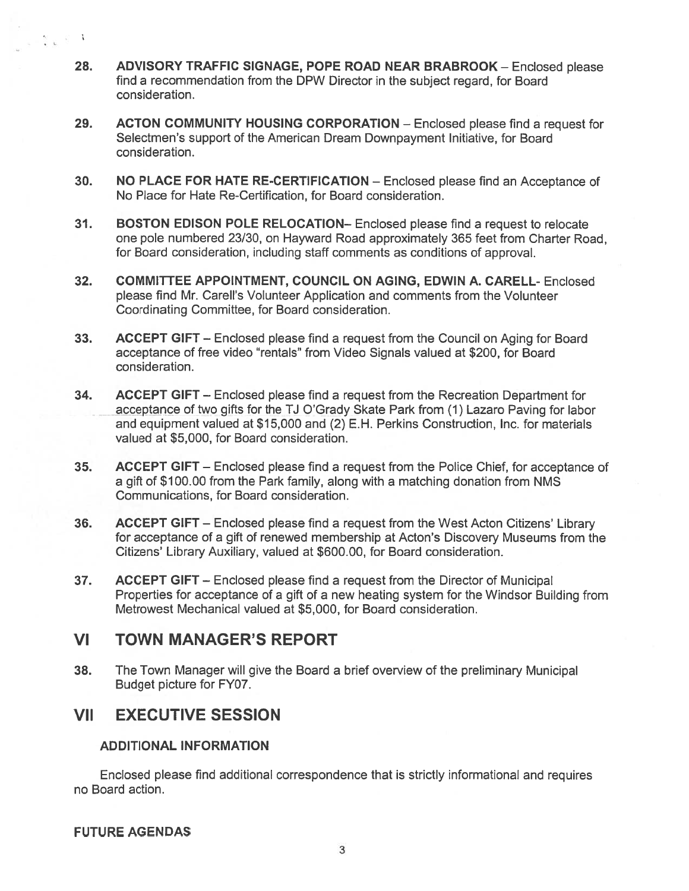28. **ADVISORY TRAFFIC SIGNAGE, POPE ROAD NEAR BRABROOK** – Enclosed please find a recommendation from the DPW Director in the subject regard, for Board consideration.

29. **ACTON COMMUNITY HOUSING CORPORATION** – Enclosed please find a request for Selectmen's support of the American Dream Downpayment Initiative, for Board consideration.

30. **NO PLACE FOR HATE RE-CERTIFICATION** – Enclosed please find an Acceptance of No Place for Hate Re-Certification, for Board consideration.

31. **BOSTON EDISON POLE RELOCATION**– Enclosed please find a request to relocate one pole numbered 23/30, on Hayward Road approximately 365 feet from Charter Road, for Board consideration, including staff comments as conditions of approval.

32. **COMMITTEE APPOINTMENT, COUNCIL ON AGING, EDWIN A. CARELL**- Enclosed please find Mr. Carell's Volunteer Application and comments from the Volunteer Coordinating Committee, for Board consideration.

33. **ACCEPT GIFT** – Enclosed please find a request from the Council on Aging for Board acceptance of free video "rentals" from Video Signals valued at $200, for Board consideration.

34. **ACCEPT GIFT** – Enclosed please find a request from the Recreation Department for acceptance of two gifts for the TJ O'Grady Skate Park from (1) Lazaro Paving for labor and equipment valued at $15,000 and (2) E.H. Perkins Construction, Inc. for materials valued at $5,000, for Board consideration.

35. **ACCEPT GIFT** – Enclosed please find a request from the Police Chief, for acceptance of a gift of $100.00 from the Park family, along with a matching donation from NMS Communications, for Board consideration.

36. **ACCEPT GIFT** – Enclosed please find a request from the West Acton Citizens' Library for acceptance of a gift of renewed membership at Acton's Discovery Museums from the Citizens' Library Auxiliary, valued at $600.00, for Board consideration.

37. **ACCEPT GIFT** – Enclosed please find a request from the Director of Municipal Properties for acceptance of a gift of a new heating system for the Windsor Building from Metrowest Mechanical valued at $5,000, for Board consideration.

## VI TOWN MANAGER'S REPORT

38. The Town Manager will give the Board a brief overview of the preliminary Municipal Budget picture for FY07.

## VII EXECUTIVE SESSION

### ADDITIONAL INFORMATION

Enclosed please find additional correspondence that is strictly informational and requires no Board action.

### FUTURE AGENDAS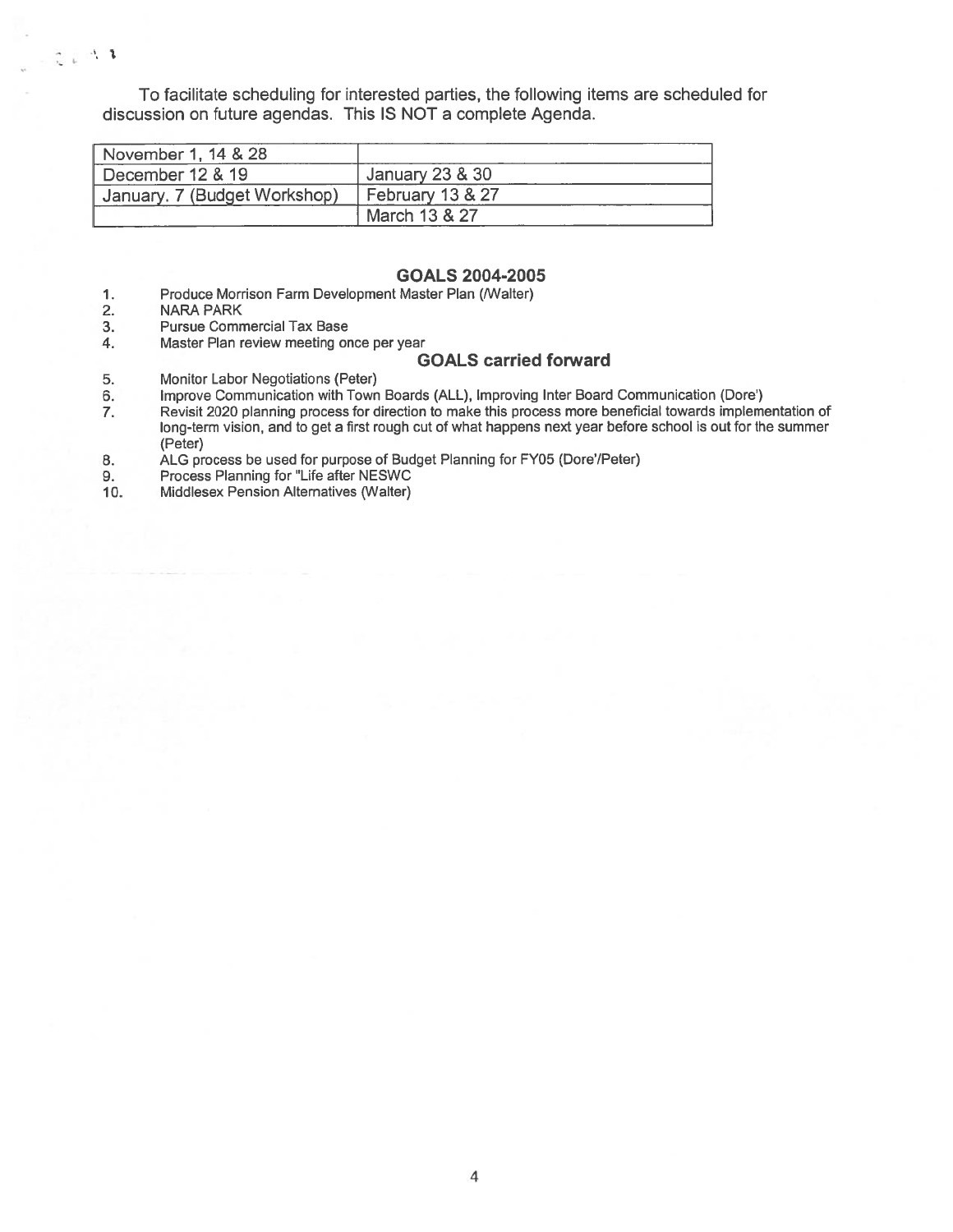To facilitate scheduling for interested parties, the following items are scheduled for discussion on future agendas. This IS NOT a complete Agenda.

| | |
|---|---|
| November 1, 14 & 28 | |
| December 12 & 19 | January 23 & 30 |
| January. 7 (Budget Workshop) | February 13 & 27 |
| | March 13 & 27 |

## GOALS 2004-2005

1. Produce Morrison Farm Development Master Plan (Walter)
2. NARA PARK
3. Pursue Commercial Tax Base
4. Master Plan review meeting once per year

## GOALS carried forward

5. Monitor Labor Negotiations (Peter)
6. Improve Communication with Town Boards (ALL), Improving Inter Board Communication (Dore')
7. Revisit 2020 planning process for direction to make this process more beneficial towards implementation of long-term vision, and to get a first rough cut of what happens next year before school is out for the summer (Peter)
8. ALG process be used for purpose of Budget Planning for FY05 (Dore'/Peter)
9. Process Planning for "Life after NESWC
10. Middlesex Pension Alternatives (Walter)